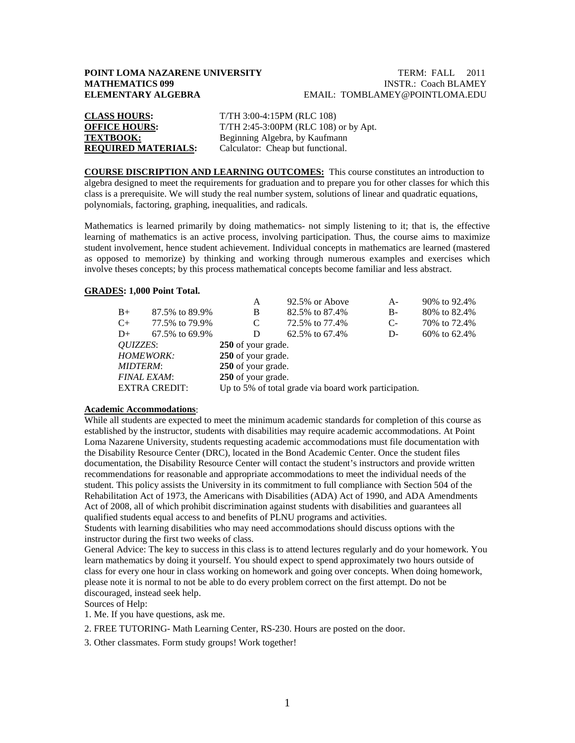**POINT LOMA NAZARENE UNIVERSITY** TERM: FALL 2011
**MATHEMATICS 099** INSTR.: Coach BLAMEY
**ELEMENTARY ALGEBRA** EMAIL: TOMBLAMEY@POINTLOMA.EDU

**CLASS HOURS:** T/TH 3:00-4:15PM (RLC 108)
**OFFICE HOURS:** T/TH 2:45-3:00PM (RLC 108) or by Apt.
**TEXTBOOK:** Beginning Algebra, by Kaufmann
**REQUIRED MATERIALS:** Calculator: Cheap but functional.

**COURSE DISCRIPTION AND LEARNING OUTCOMES:** This course constitutes an introduction to algebra designed to meet the requirements for graduation and to prepare you for other classes for which this class is a prerequisite. We will study the real number system, solutions of linear and quadratic equations, polynomials, factoring, graphing, inequalities, and radicals.

Mathematics is learned primarily by doing mathematics- not simply listening to it; that is, the effective learning of mathematics is an active process, involving participation. Thus, the course aims to maximize student involvement, hence student achievement. Individual concepts in mathematics are learned (mastered as opposed to memorize) by thinking and working through numerous examples and exercises which involve theses concepts; by this process mathematical concepts become familiar and less abstract.

**GRADES: 1,000 Point Total.**

| | | | | | |
|---|---|---|---|---|---|
| | | A | 92.5% or Above | A- | 90% to 92.4% |
| B+ | 87.5% to 89.9% | B | 82.5% to 87.4% | B- | 80% to 82.4% |
| C+ | 77.5% to 79.9% | C | 72.5% to 77.4% | C- | 70% to 72.4% |
| D+ | 67.5% to 69.9% | D | 62.5% to 67.4% | D- | 60% to 62.4% |

*QUIZZES*: **250** of your grade.
*HOMEWORK:* **250** of your grade.
*MIDTERM*: **250** of your grade.
*FINAL EXAM*: **250** of your grade.
EXTRA CREDIT: Up to 5% of total grade via board work participation.

**Academic Accommodations**:
While all students are expected to meet the minimum academic standards for completion of this course as established by the instructor, students with disabilities may require academic accommodations. At Point Loma Nazarene University, students requesting academic accommodations must file documentation with the Disability Resource Center (DRC), located in the Bond Academic Center. Once the student files documentation, the Disability Resource Center will contact the student's instructors and provide written recommendations for reasonable and appropriate accommodations to meet the individual needs of the student. This policy assists the University in its commitment to full compliance with Section 504 of the Rehabilitation Act of 1973, the Americans with Disabilities (ADA) Act of 1990, and ADA Amendments Act of 2008, all of which prohibit discrimination against students with disabilities and guarantees all qualified students equal access to and benefits of PLNU programs and activities.
Students with learning disabilities who may need accommodations should discuss options with the instructor during the first two weeks of class.
General Advice: The key to success in this class is to attend lectures regularly and do your homework. You learn mathematics by doing it yourself. You should expect to spend approximately two hours outside of class for every one hour in class working on homework and going over concepts. When doing homework, please note it is normal to not be able to do every problem correct on the first attempt. Do not be discouraged, instead seek help.
Sources of Help:

1. Me. If you have questions, ask me.
2. FREE TUTORING- Math Learning Center, RS-230. Hours are posted on the door.
3. Other classmates. Form study groups! Work together!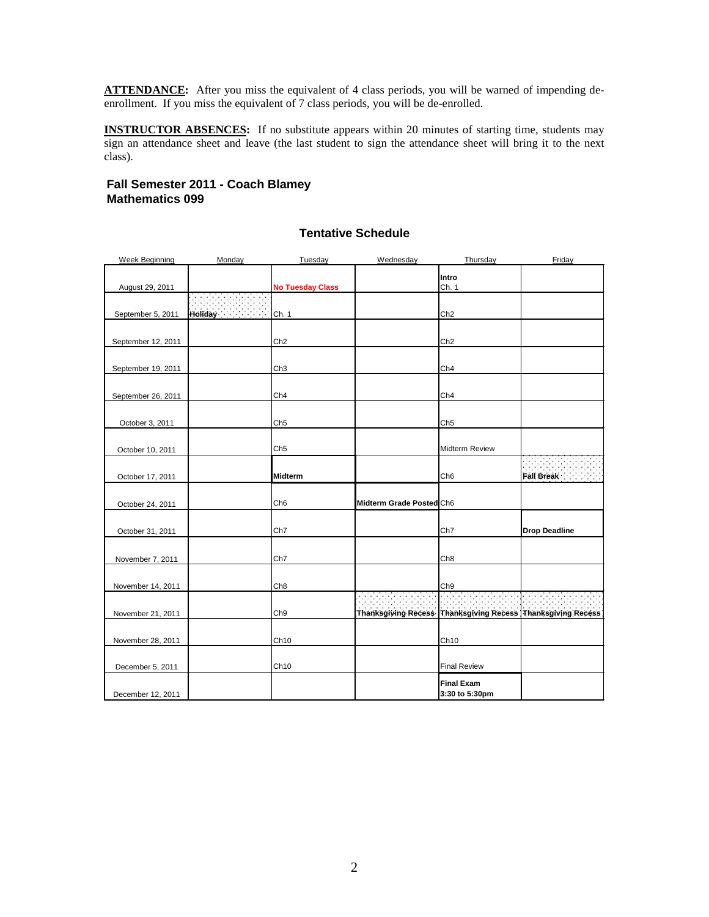**ATTENDANCE:** After you miss the equivalent of 4 class periods, you will be warned of impending de-enrollment. If you miss the equivalent of 7 class periods, you will be de-enrolled.

**INSTRUCTOR ABSENCES:** If no substitute appears within 20 minutes of starting time, students may sign an attendance sheet and leave (the last student to sign the attendance sheet will bring it to the next class).

**Fall Semester 2011 - Coach Blamey**
**Mathematics 099**

## Tentative Schedule

| Week Beginning | Monday | Tuesday | Wednesday | Thursday | Friday |
|---|---|---|---|---|---|
| August 29, 2011 | | **No Tuesday Class** | | **Intro** Ch. 1 | |
| September 5, 2011 | **Holiday** | Ch. 1 | | Ch2 | |
| September 12, 2011 | | Ch2 | | Ch2 | |
| September 19, 2011 | | Ch3 | | Ch4 | |
| September 26, 2011 | | Ch4 | | Ch4 | |
| October 3, 2011 | | Ch5 | | Ch5 | |
| October 10, 2011 | | Ch5 | | Midterm Review | |
| October 17, 2011 | | **Midterm** | | Ch6 | **Fall Break** |
| October 24, 2011 | | Ch6 | **Midterm Grade Posted** | Ch6 | |
| October 31, 2011 | | Ch7 | | Ch7 | **Drop Deadline** |
| November 7, 2011 | | Ch7 | | Ch8 | |
| November 14, 2011 | | Ch8 | | Ch9 | |
| November 21, 2011 | | Ch9 | **Thanksgiving Recess** | **Thanksgiving Recess** | **Thanksgiving Recess** |
| November 28, 2011 | | Ch10 | | Ch10 | |
| December 5, 2011 | | Ch10 | | Final Review | |
| December 12, 2011 | | | | **Final Exam 3:30 to 5:30pm** | |